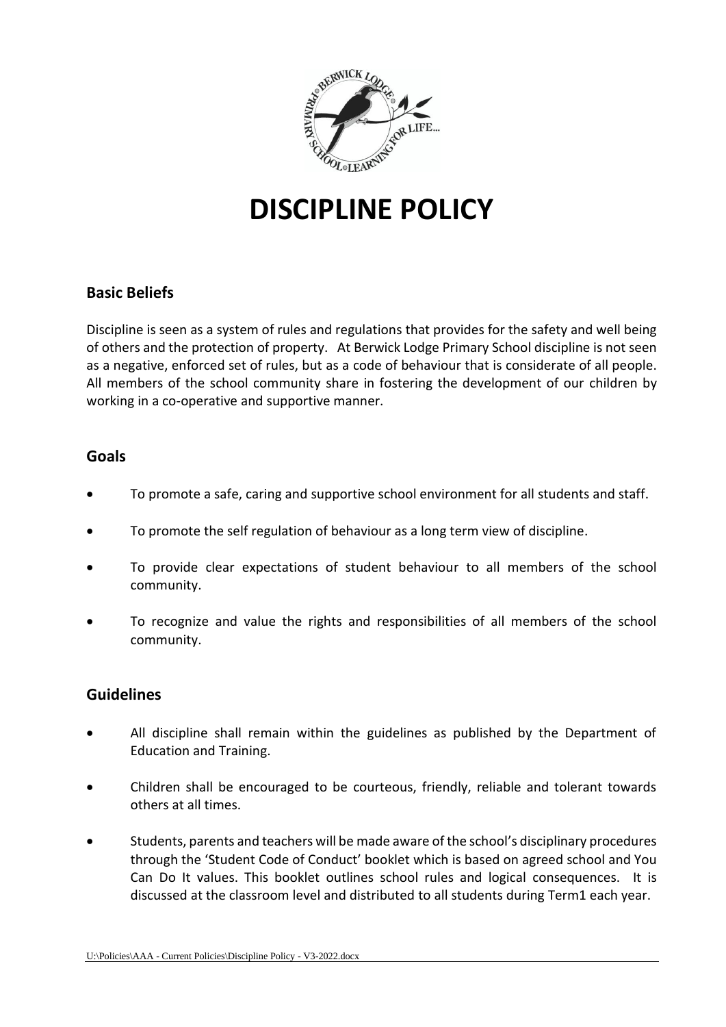# DISCIPLINE POLICY

## Basic Beliefs

Discipline is seen as a system of rules and regulations that provides for the safety and well being of others and the protection of property. At Berwick Lodge Primary School discipline is not seen as a negative, enforced set of rules, but as a code of behaviour that is considerate of all people. All members of the school community share in fostering the development of our children by working in a co-operative and supportive manner.

## Goals

- To promote a safe, caring and supportive school environment for all students and staff.
- To promote the self regulation of behaviour as a long term view of discipline.
- To provide clear expectations of student behaviour to all members of the school community.
- To recognize and value the rights and responsibilities of all members of the school community.

## Guidelines

- All discipline shall remain within the guidelines as published by the Department of Education and Training.
- Children shall be encouraged to be courteous, friendly, reliable and tolerant towards others at all times.
- Students, parents and teachers will be made aware of the school's disciplinary procedures through the 'Student Code of Conduct' booklet which is based on agreed school and You Can Do It values. This booklet outlines school rules and logical consequences. It is discussed at the classroom level and distributed to all students during Term1 each year.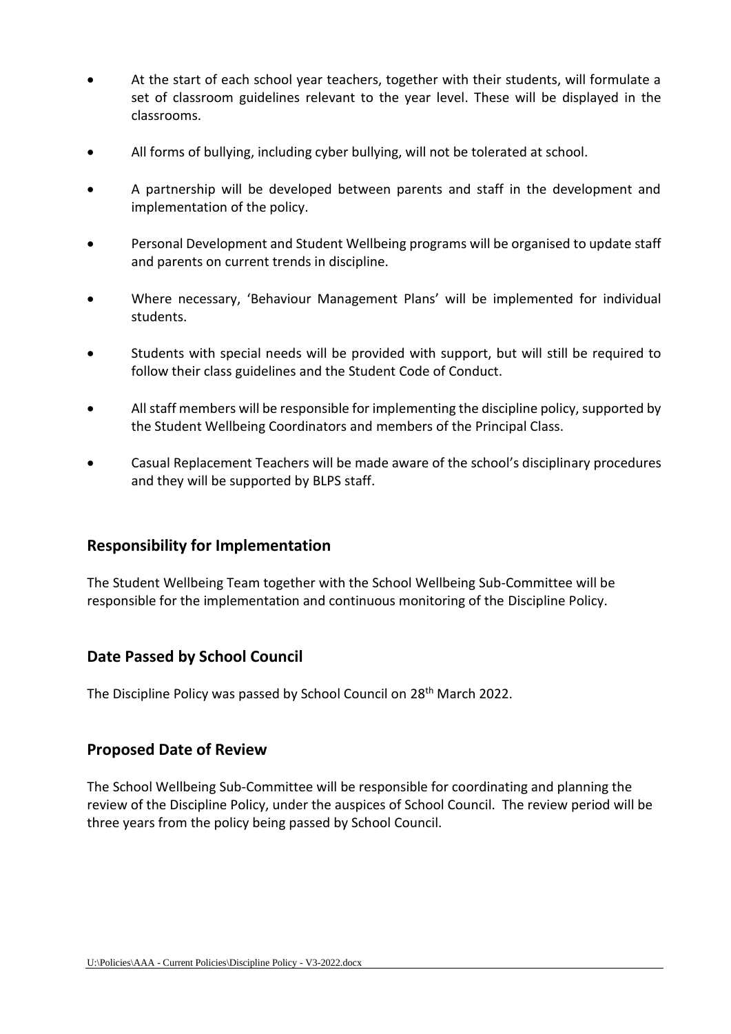- At the start of each school year teachers, together with their students, will formulate a set of classroom guidelines relevant to the year level. These will be displayed in the classrooms.
- All forms of bullying, including cyber bullying, will not be tolerated at school.
- A partnership will be developed between parents and staff in the development and implementation of the policy.
- Personal Development and Student Wellbeing programs will be organised to update staff and parents on current trends in discipline.
- Where necessary, 'Behaviour Management Plans' will be implemented for individual students.
- Students with special needs will be provided with support, but will still be required to follow their class guidelines and the Student Code of Conduct.
- All staff members will be responsible for implementing the discipline policy, supported by the Student Wellbeing Coordinators and members of the Principal Class.
- Casual Replacement Teachers will be made aware of the school's disciplinary procedures and they will be supported by BLPS staff.

## Responsibility for Implementation

The Student Wellbeing Team together with the School Wellbeing Sub-Committee will be responsible for the implementation and continuous monitoring of the Discipline Policy.

## Date Passed by School Council

The Discipline Policy was passed by School Council on 28th March 2022.

## Proposed Date of Review

The School Wellbeing Sub-Committee will be responsible for coordinating and planning the review of the Discipline Policy, under the auspices of School Council. The review period will be three years from the policy being passed by School Council.